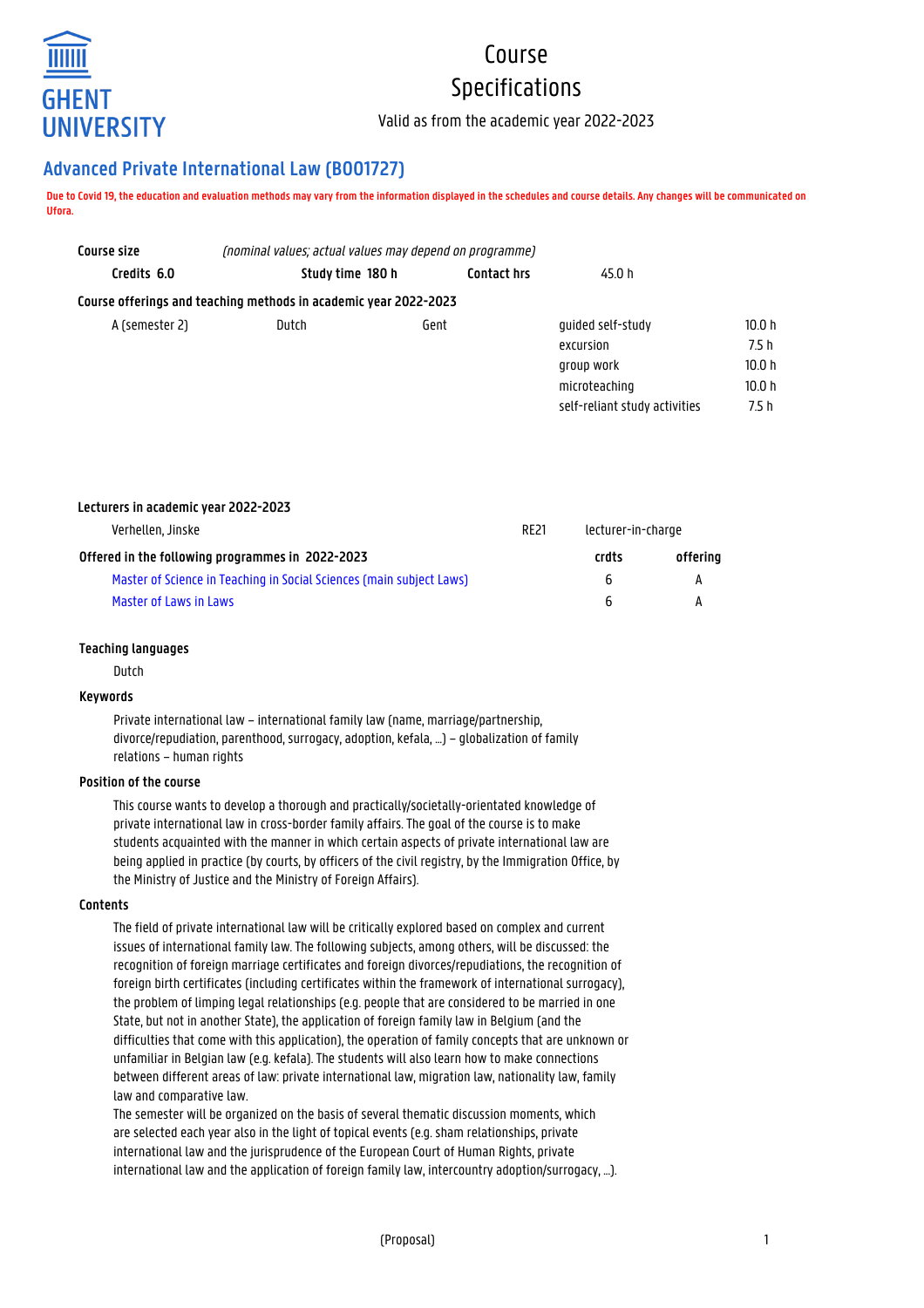GHENT UNIVERSITY

# Course Specifications

Valid as from the academic year 2022-2023

## Advanced Private International Law (B001727)

**Due to Covid 19, the education and evaluation methods may vary from the information displayed in the schedules and course details. Any changes will be communicated on Ufora.**

**Course size** *(nominal values; actual values may depend on programme)*

| Credits 6.0 | Study time 180 h | Contact hrs | 45.0 h |
|---|---|---|---|

**Course offerings and teaching methods in academic year 2022-2023**

| | | | | |
|---|---|---|---|---|
| A (semester 2) | Dutch | Gent | guided self-study | 10.0 h |
| | | | excursion | 7.5 h |
| | | | group work | 10.0 h |
| | | | microteaching | 10.0 h |
| | | | self-reliant study activities | 7.5 h |

**Lecturers in academic year 2022-2023**

| | | |
|---|---|---|
| Verhellen, Jinske | RE21 | lecturer-in-charge |

| Offered in the following programmes in 2022-2023 | crdts | offering |
|---|---|---|
| Master of Science in Teaching in Social Sciences (main subject Laws) | 6 | A |
| Master of Laws in Laws | 6 | A |

### Teaching languages

Dutch

### Keywords

Private international law – international family law (name, marriage/partnership, divorce/repudiation, parenthood, surrogacy, adoption, kefala, ...) – globalization of family relations – human rights

### Position of the course

This course wants to develop a thorough and practically/societally-orientated knowledge of private international law in cross-border family affairs. The goal of the course is to make students acquainted with the manner in which certain aspects of private international law are being applied in practice (by courts, by officers of the civil registry, by the Immigration Office, by the Ministry of Justice and the Ministry of Foreign Affairs).

### Contents

The field of private international law will be critically explored based on complex and current issues of international family law. The following subjects, among others, will be discussed: the recognition of foreign marriage certificates and foreign divorces/repudiations, the recognition of foreign birth certificates (including certificates within the framework of international surrogacy), the problem of limping legal relationships (e.g. people that are considered to be married in one State, but not in another State), the application of foreign family law in Belgium (and the difficulties that come with this application), the operation of family concepts that are unknown or unfamiliar in Belgian law (e.g. kefala). The students will also learn how to make connections between different areas of law: private international law, migration law, nationality law, family law and comparative law.
The semester will be organized on the basis of several thematic discussion moments, which are selected each year also in the light of topical events (e.g. sham relationships, private international law and the jurisprudence of the European Court of Human Rights, private international law and the application of foreign family law, intercountry adoption/surrogacy, ...).

(Proposal)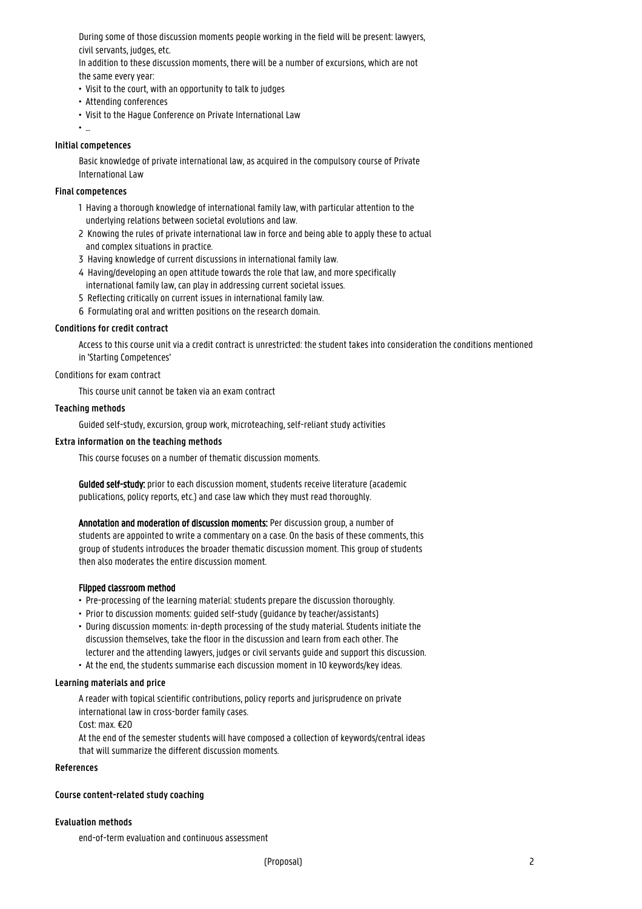During some of those discussion moments people working in the field will be present: lawyers, civil servants, judges, etc.
In addition to these discussion moments, there will be a number of excursions, which are not the same every year:

- Visit to the court, with an opportunity to talk to judges
- Attending conferences
- Visit to the Hague Conference on Private International Law
- ...

### Initial competences

Basic knowledge of private international law, as acquired in the compulsory course of Private International Law

### Final competences

1 Having a thorough knowledge of international family law, with particular attention to the underlying relations between societal evolutions and law.
2 Knowing the rules of private international law in force and being able to apply these to actual and complex situations in practice.
3 Having knowledge of current discussions in international family law.
4 Having/developing an open attitude towards the role that law, and more specifically international family law, can play in addressing current societal issues.
5 Reflecting critically on current issues in international family law.
6 Formulating oral and written positions on the research domain.

### Conditions for credit contract

Access to this course unit via a credit contract is unrestricted: the student takes into consideration the conditions mentioned in 'Starting Competences'

Conditions for exam contract

This course unit cannot be taken via an exam contract

### Teaching methods

Guided self-study, excursion, group work, microteaching, self-reliant study activities

### Extra information on the teaching methods

This course focuses on a number of thematic discussion moments.

**Guided self-study:** prior to each discussion moment, students receive literature (academic publications, policy reports, etc.) and case law which they must read thoroughly.

**Annotation and moderation of discussion moments:** Per discussion group, a number of students are appointed to write a commentary on a case. On the basis of these comments, this group of students introduces the broader thematic discussion moment. This group of students then also moderates the entire discussion moment.

**Flipped classroom method**

- Pre-processing of the learning material: students prepare the discussion thoroughly.
- Prior to discussion moments: guided self-study (guidance by teacher/assistants)
- During discussion moments: in-depth processing of the study material. Students initiate the discussion themselves, take the floor in the discussion and learn from each other. The lecturer and the attending lawyers, judges or civil servants guide and support this discussion.
- At the end, the students summarise each discussion moment in 10 keywords/key ideas.

### Learning materials and price

A reader with topical scientific contributions, policy reports and jurisprudence on private international law in cross-border family cases.
Cost: max. €20
At the end of the semester students will have composed a collection of keywords/central ideas that will summarize the different discussion moments.

### References

### Course content-related study coaching

### Evaluation methods

end-of-term evaluation and continuous assessment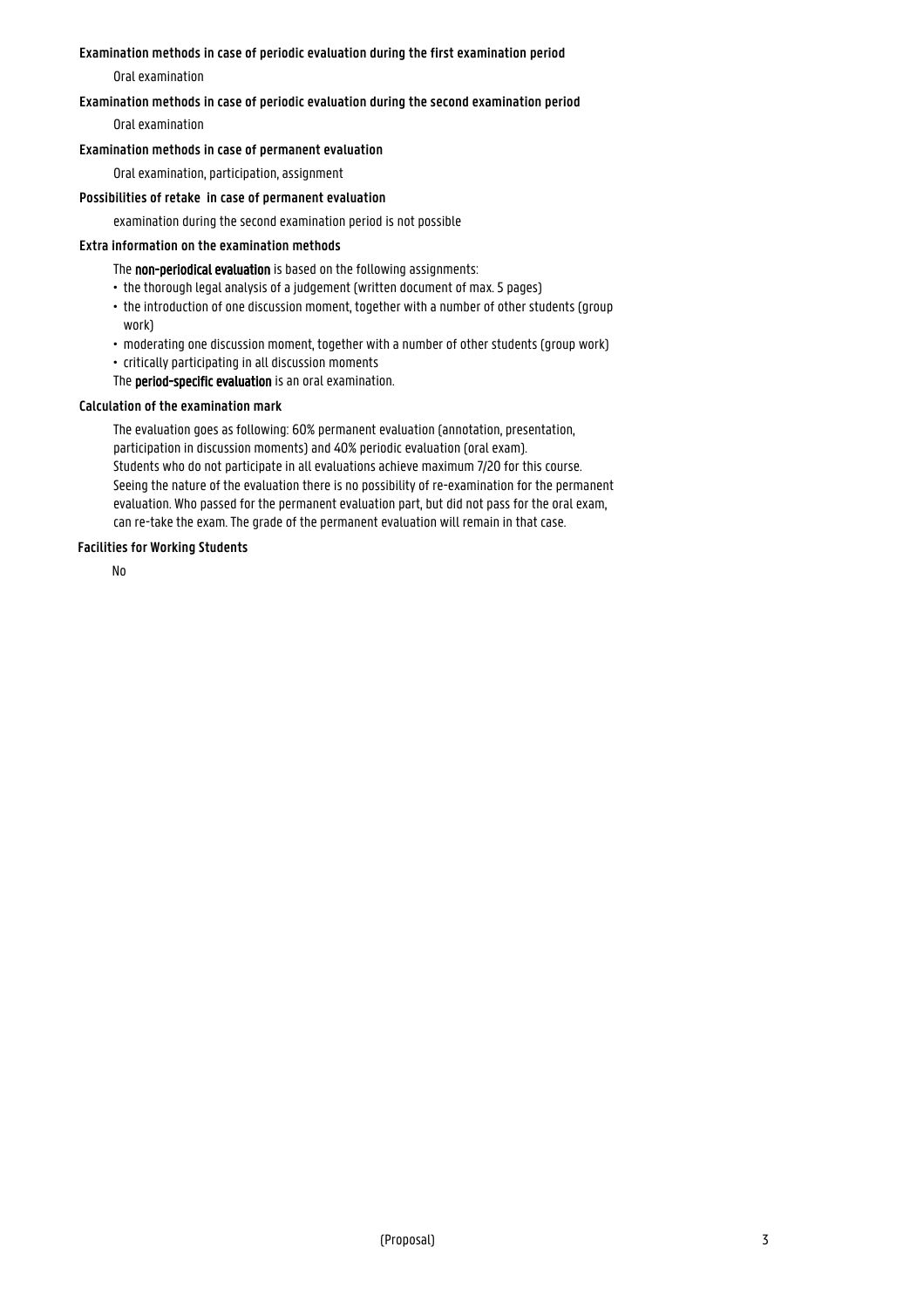**Examination methods in case of periodic evaluation during the first examination period**

Oral examination

**Examination methods in case of periodic evaluation during the second examination period**

Oral examination

**Examination methods in case of permanent evaluation**

Oral examination, participation, assignment

**Possibilities of retake in case of permanent evaluation**

examination during the second examination period is not possible

**Extra information on the examination methods**

The **non-periodical evaluation** is based on the following assignments:

- the thorough legal analysis of a judgement (written document of max. 5 pages)
- the introduction of one discussion moment, together with a number of other students (group work)
- moderating one discussion moment, together with a number of other students (group work)
- critically participating in all discussion moments

The **period-specific evaluation** is an oral examination.

**Calculation of the examination mark**

The evaluation goes as following: 60% permanent evaluation (annotation, presentation, participation in discussion moments) and 40% periodic evaluation (oral exam).
Students who do not participate in all evaluations achieve maximum 7/20 for this course.
Seeing the nature of the evaluation there is no possibility of re-examination for the permanent evaluation. Who passed for the permanent evaluation part, but did not pass for the oral exam, can re-take the exam. The grade of the permanent evaluation will remain in that case.

**Facilities for Working Students**

No